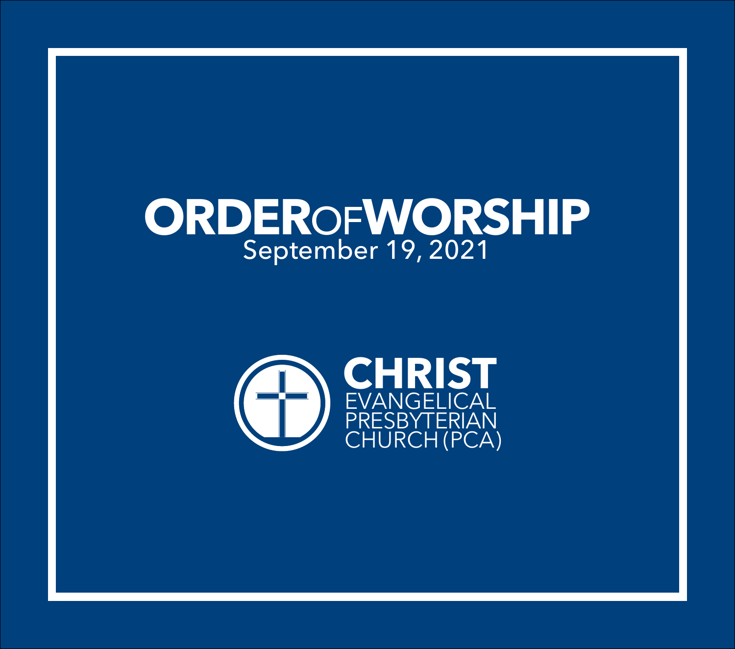# ORDER OF WORSHIP

September 19, 2021

**CHRIST**
EVANGELICAL
PRESBYTERIAN
CHURCH (PCA)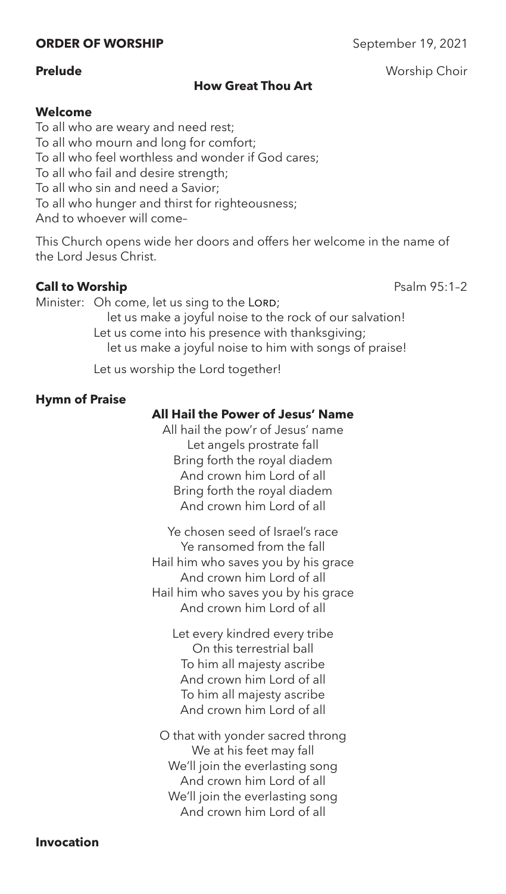**ORDER OF WORSHIP** September 19, 2021

**Prelude** Worship Choir

**How Great Thou Art**

**Welcome**

To all who are weary and need rest;
To all who mourn and long for comfort;
To all who feel worthless and wonder if God cares;
To all who fail and desire strength;
To all who sin and need a Savior;
To all who hunger and thirst for righteousness;
And to whoever will come–

This Church opens wide her doors and offers her welcome in the name of the Lord Jesus Christ.

**Call to Worship** Psalm 95:1–2

Minister: Oh come, let us sing to the LORD;
let us make a joyful noise to the rock of our salvation!
Let us come into his presence with thanksgiving;
let us make a joyful noise to him with songs of praise!

Let us worship the Lord together!

**Hymn of Praise**

**All Hail the Power of Jesus' Name**

All hail the pow'r of Jesus' name
Let angels prostrate fall
Bring forth the royal diadem
And crown him Lord of all
Bring forth the royal diadem
And crown him Lord of all

Ye chosen seed of Israel's race
Ye ransomed from the fall
Hail him who saves you by his grace
And crown him Lord of all
Hail him who saves you by his grace
And crown him Lord of all

Let every kindred every tribe
On this terrestrial ball
To him all majesty ascribe
And crown him Lord of all
To him all majesty ascribe
And crown him Lord of all

O that with yonder sacred throng
We at his feet may fall
We'll join the everlasting song
And crown him Lord of all
We'll join the everlasting song
And crown him Lord of all

**Invocation**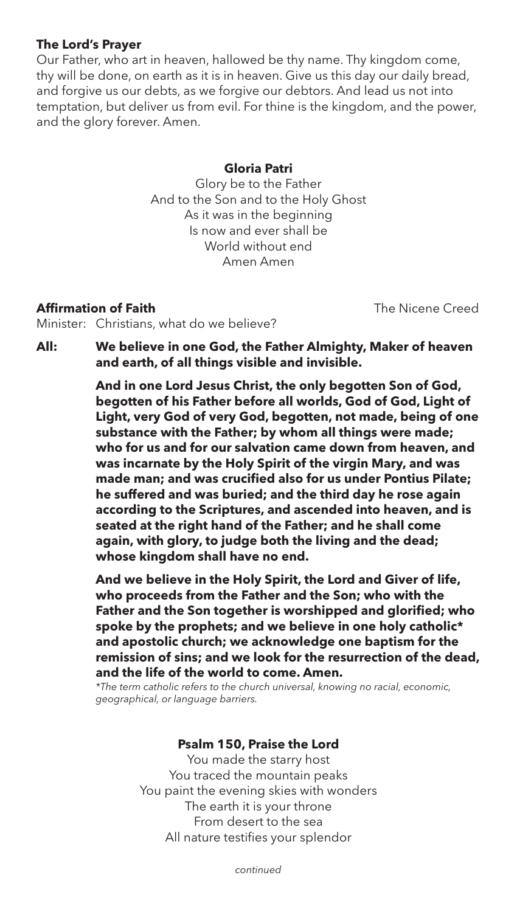**The Lord's Prayer**

Our Father, who art in heaven, hallowed be thy name. Thy kingdom come, thy will be done, on earth as it is in heaven. Give us this day our daily bread, and forgive us our debts, as we forgive our debtors. And lead us not into temptation, but deliver us from evil. For thine is the kingdom, and the power, and the glory forever. Amen.

**Gloria Patri**

Glory be to the Father
And to the Son and to the Holy Ghost
As it was in the beginning
Is now and ever shall be
World without end
Amen Amen

**Affirmation of Faith** — The Nicene Creed

Minister: Christians, what do we believe?

**All: We believe in one God, the Father Almighty, Maker of heaven and earth, of all things visible and invisible.**

**And in one Lord Jesus Christ, the only begotten Son of God, begotten of his Father before all worlds, God of God, Light of Light, very God of very God, begotten, not made, being of one substance with the Father; by whom all things were made; who for us and for our salvation came down from heaven, and was incarnate by the Holy Spirit of the virgin Mary, and was made man; and was crucified also for us under Pontius Pilate; he suffered and was buried; and the third day he rose again according to the Scriptures, and ascended into heaven, and is seated at the right hand of the Father; and he shall come again, with glory, to judge both the living and the dead; whose kingdom shall have no end.**

**And we believe in the Holy Spirit, the Lord and Giver of life, who proceeds from the Father and the Son; who with the Father and the Son together is worshipped and glorified; who spoke by the prophets; and we believe in one holy catholic* and apostolic church; we acknowledge one baptism for the remission of sins; and we look for the resurrection of the dead, and the life of the world to come. Amen.**

*\*The term catholic refers to the church universal, knowing no racial, economic, geographical, or language barriers.*

**Psalm 150, Praise the Lord**

You made the starry host
You traced the mountain peaks
You paint the evening skies with wonders
The earth it is your throne
From desert to the sea
All nature testifies your splendor

*continued*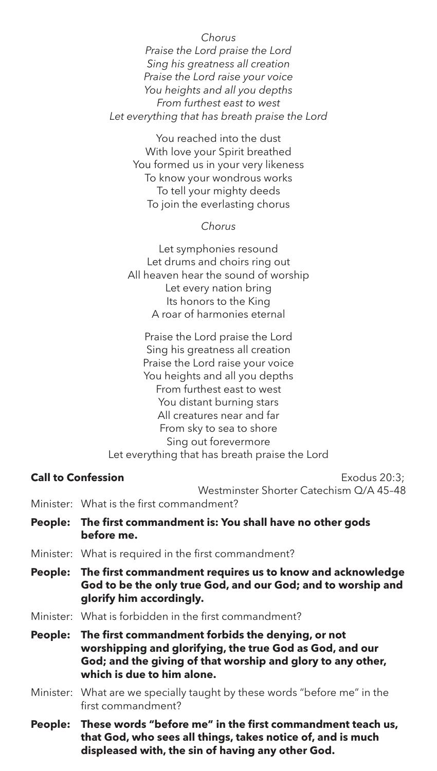*Chorus*
*Praise the Lord praise the Lord*
*Sing his greatness all creation*
*Praise the Lord raise your voice*
*You heights and all you depths*
*From furthest east to west*
*Let everything that has breath praise the Lord*

You reached into the dust
With love your Spirit breathed
You formed us in your very likeness
To know your wondrous works
To tell your mighty deeds
To join the everlasting chorus

*Chorus*

Let symphonies resound
Let drums and choirs ring out
All heaven hear the sound of worship
Let every nation bring
Its honors to the King
A roar of harmonies eternal

Praise the Lord praise the Lord
Sing his greatness all creation
Praise the Lord raise your voice
You heights and all you depths
From furthest east to west
You distant burning stars
All creatures near and far
From sky to sea to shore
Sing out forevermore
Let everything that has breath praise the Lord

**Call to Confession** Exodus 20:3; Westminster Shorter Catechism Q/A 45–48

Minister: What is the first commandment?

**People: The first commandment is: You shall have no other gods before me.**

Minister: What is required in the first commandment?

**People: The first commandment requires us to know and acknowledge God to be the only true God, and our God; and to worship and glorify him accordingly.**

Minister: What is forbidden in the first commandment?

**People: The first commandment forbids the denying, or not worshipping and glorifying, the true God as God, and our God; and the giving of that worship and glory to any other, which is due to him alone.**

Minister: What are we specially taught by these words "before me" in the first commandment?

**People: These words "before me" in the first commandment teach us, that God, who sees all things, takes notice of, and is much displeased with, the sin of having any other God.**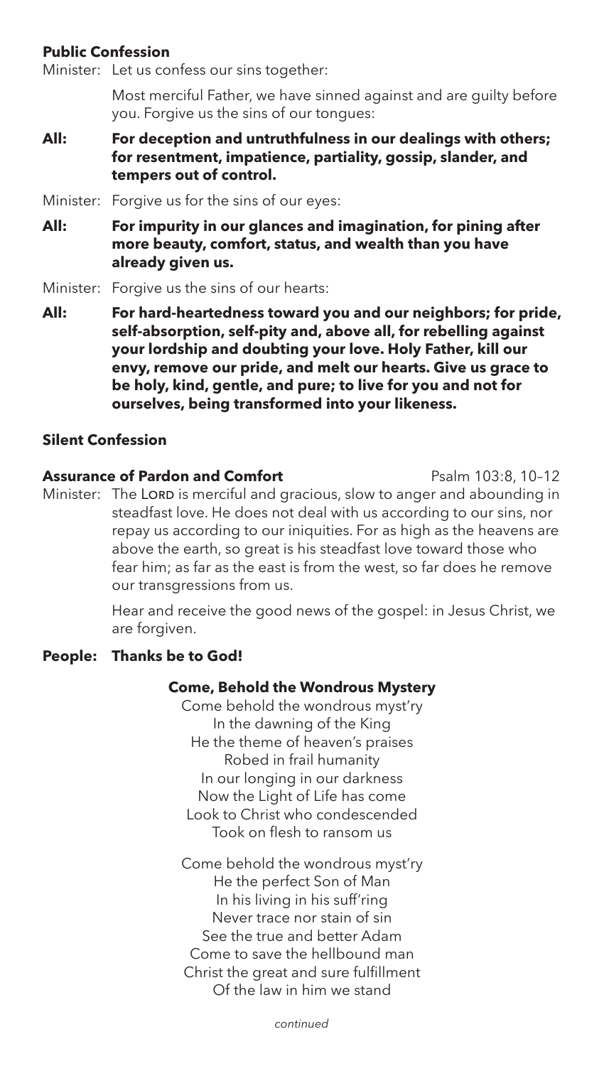**Public Confession**

Minister: Let us confess our sins together:

Most merciful Father, we have sinned against and are guilty before you. Forgive us the sins of our tongues:

**All: For deception and untruthfulness in our dealings with others; for resentment, impatience, partiality, gossip, slander, and tempers out of control.**

Minister: Forgive us for the sins of our eyes:

**All: For impurity in our glances and imagination, for pining after more beauty, comfort, status, and wealth than you have already given us.**

Minister: Forgive us the sins of our hearts:

**All: For hard-heartedness toward you and our neighbors; for pride, self-absorption, self-pity and, above all, for rebelling against your lordship and doubting your love. Holy Father, kill our envy, remove our pride, and melt our hearts. Give us grace to be holy, kind, gentle, and pure; to live for you and not for ourselves, being transformed into your likeness.**

**Silent Confession**

**Assurance of Pardon and Comfort** Psalm 103:8, 10–12

Minister: The Lord is merciful and gracious, slow to anger and abounding in steadfast love. He does not deal with us according to our sins, nor repay us according to our iniquities. For as high as the heavens are above the earth, so great is his steadfast love toward those who fear him; as far as the east is from the west, so far does he remove our transgressions from us.

Hear and receive the good news of the gospel: in Jesus Christ, we are forgiven.

**People: Thanks be to God!**

**Come, Behold the Wondrous Mystery**

Come behold the wondrous myst'ry
In the dawning of the King
He the theme of heaven's praises
Robed in frail humanity
In our longing in our darkness
Now the Light of Life has come
Look to Christ who condescended
Took on flesh to ransom us

Come behold the wondrous myst'ry
He the perfect Son of Man
In his living in his suff'ring
Never trace nor stain of sin
See the true and better Adam
Come to save the hellbound man
Christ the great and sure fulfillment
Of the law in him we stand

*continued*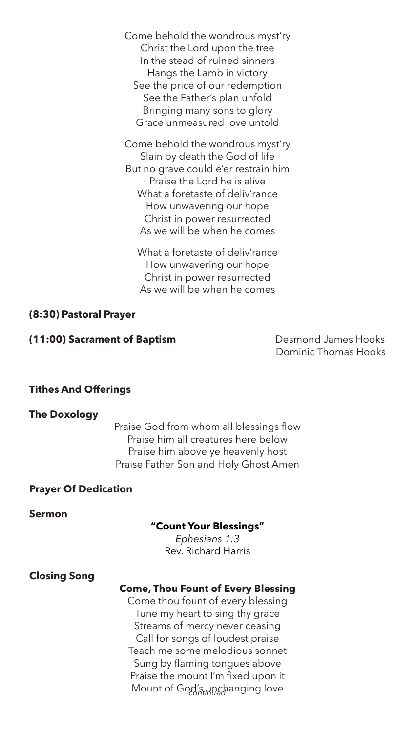Come behold the wondrous myst'ry
Christ the Lord upon the tree
In the stead of ruined sinners
Hangs the Lamb in victory
See the price of our redemption
See the Father's plan unfold
Bringing many sons to glory
Grace unmeasured love untold

Come behold the wondrous myst'ry
Slain by death the God of life
But no grave could e'er restrain him
Praise the Lord he is alive
What a foretaste of deliv'rance
How unwavering our hope
Christ in power resurrected
As we will be when he comes

What a foretaste of deliv'rance
How unwavering our hope
Christ in power resurrected
As we will be when he comes

**(8:30) Pastoral Prayer**

**(11:00) Sacrament of Baptism** — Desmond James Hooks, Dominic Thomas Hooks

**Tithes And Offerings**

**The Doxology**

Praise God from whom all blessings flow
Praise him all creatures here below
Praise him above ye heavenly host
Praise Father Son and Holy Ghost Amen

**Prayer Of Dedication**

**Sermon**

**"Count Your Blessings"**
*Ephesians 1:3*
Rev. Richard Harris

**Closing Song**

**Come, Thou Fount of Every Blessing**

Come thou fount of every blessing
Tune my heart to sing thy grace
Streams of mercy never ceasing
Call for songs of loudest praise
Teach me some melodious sonnet
Sung by flaming tongues above
Praise the mount I'm fixed upon it
Mount of God's unchanging love

*continued*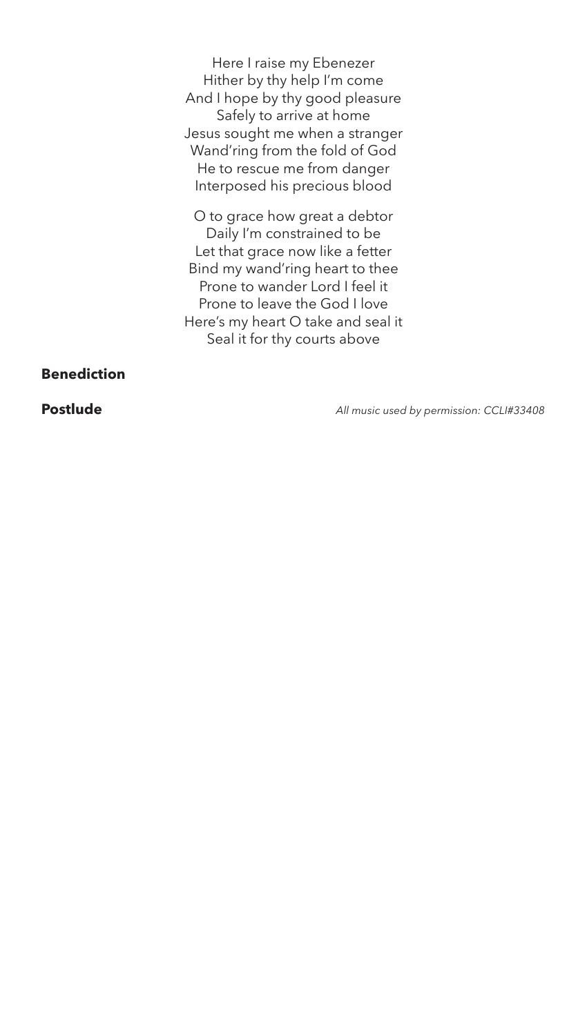Here I raise my Ebenezer
Hither by thy help I'm come
And I hope by thy good pleasure
Safely to arrive at home
Jesus sought me when a stranger
Wand'ring from the fold of God
He to rescue me from danger
Interposed his precious blood

O to grace how great a debtor
Daily I'm constrained to be
Let that grace now like a fetter
Bind my wand'ring heart to thee
Prone to wander Lord I feel it
Prone to leave the God I love
Here's my heart O take and seal it
Seal it for thy courts above

**Benediction**

**Postlude**

*All music used by permission: CCLI#33408*